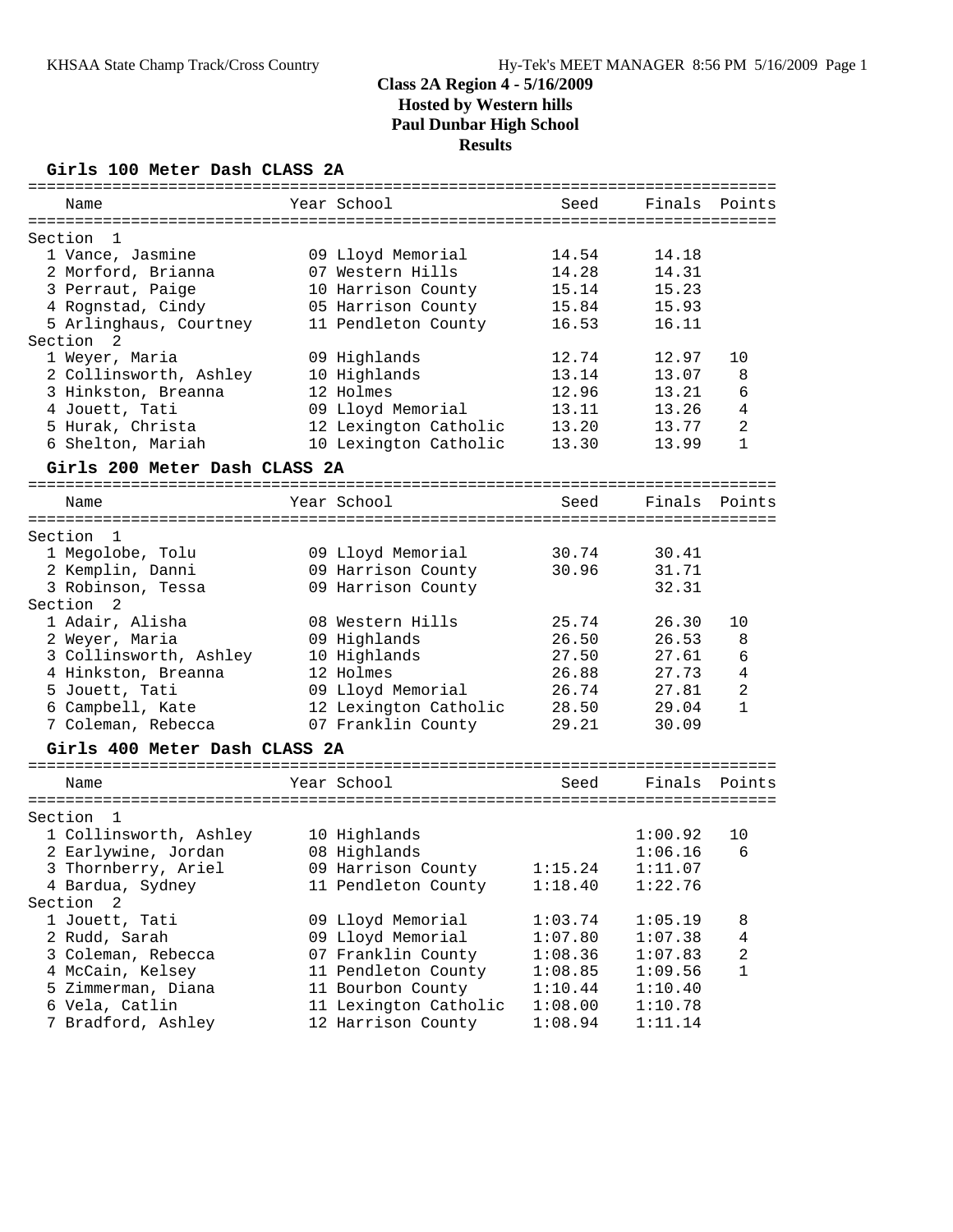# Class 2A Region 4 - 5/16/2009
## Hosted by Western hills
## Paul Dunbar High School
## Results

### Girls 100 Meter Dash CLASS 2A

| | Name | Year | School | Seed | Finals | Points |
|---|---|---|---|---|---|---|
| **Section 1** | | | | | | |
| 1 | Vance, Jasmine | 09 | Lloyd Memorial | 14.54 | 14.18 | |
| 2 | Morford, Brianna | 07 | Western Hills | 14.28 | 14.31 | |
| 3 | Perraut, Paige | 10 | Harrison County | 15.14 | 15.23 | |
| 4 | Rognstad, Cindy | 05 | Harrison County | 15.84 | 15.93 | |
| 5 | Arlinghaus, Courtney | 11 | Pendleton County | 16.53 | 16.11 | |
| **Section 2** | | | | | | |
| 1 | Weyer, Maria | 09 | Highlands | 12.74 | 12.97 | 10 |
| 2 | Collinsworth, Ashley | 10 | Highlands | 13.14 | 13.07 | 8 |
| 3 | Hinkston, Breanna | 12 | Holmes | 12.96 | 13.21 | 6 |
| 4 | Jouett, Tati | 09 | Lloyd Memorial | 13.11 | 13.26 | 4 |
| 5 | Hurak, Christa | 12 | Lexington Catholic | 13.20 | 13.77 | 2 |
| 6 | Shelton, Mariah | 10 | Lexington Catholic | 13.30 | 13.99 | 1 |

### Girls 200 Meter Dash CLASS 2A

| | Name | Year | School | Seed | Finals | Points |
|---|---|---|---|---|---|---|
| **Section 1** | | | | | | |
| 1 | Megolobe, Tolu | 09 | Lloyd Memorial | 30.74 | 30.41 | |
| 2 | Kemplin, Danni | 09 | Harrison County | 30.96 | 31.71 | |
| 3 | Robinson, Tessa | 09 | Harrison County | | 32.31 | |
| **Section 2** | | | | | | |
| 1 | Adair, Alisha | 08 | Western Hills | 25.74 | 26.30 | 10 |
| 2 | Weyer, Maria | 09 | Highlands | 26.50 | 26.53 | 8 |
| 3 | Collinsworth, Ashley | 10 | Highlands | 27.50 | 27.61 | 6 |
| 4 | Hinkston, Breanna | 12 | Holmes | 26.88 | 27.73 | 4 |
| 5 | Jouett, Tati | 09 | Lloyd Memorial | 26.74 | 27.81 | 2 |
| 6 | Campbell, Kate | 12 | Lexington Catholic | 28.50 | 29.04 | 1 |
| 7 | Coleman, Rebecca | 07 | Franklin County | 29.21 | 30.09 | |

### Girls 400 Meter Dash CLASS 2A

| | Name | Year | School | Seed | Finals | Points |
|---|---|---|---|---|---|---|
| **Section 1** | | | | | | |
| 1 | Collinsworth, Ashley | 10 | Highlands | | 1:00.92 | 10 |
| 2 | Earlywine, Jordan | 08 | Highlands | | 1:06.16 | 6 |
| 3 | Thornberry, Ariel | 09 | Harrison County | 1:15.24 | 1:11.07 | |
| 4 | Bardua, Sydney | 11 | Pendleton County | 1:18.40 | 1:22.76 | |
| **Section 2** | | | | | | |
| 1 | Jouett, Tati | 09 | Lloyd Memorial | 1:03.74 | 1:05.19 | 8 |
| 2 | Rudd, Sarah | 09 | Lloyd Memorial | 1:07.80 | 1:07.38 | 4 |
| 3 | Coleman, Rebecca | 07 | Franklin County | 1:08.36 | 1:07.83 | 2 |
| 4 | McCain, Kelsey | 11 | Pendleton County | 1:08.85 | 1:09.56 | 1 |
| 5 | Zimmerman, Diana | 11 | Bourbon County | 1:10.44 | 1:10.40 | |
| 6 | Vela, Catlin | 11 | Lexington Catholic | 1:08.00 | 1:10.78 | |
| 7 | Bradford, Ashley | 12 | Harrison County | 1:08.94 | 1:11.14 | |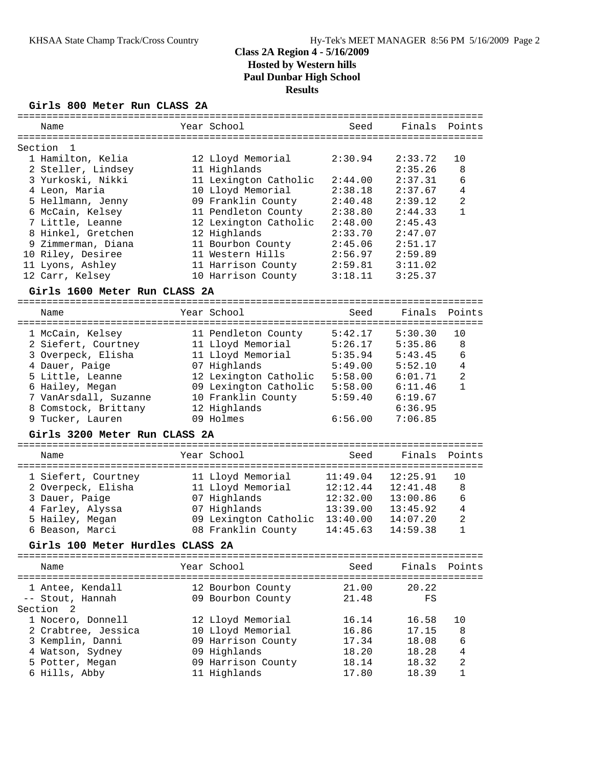## Class 2A Region 4 - 5/16/2009
## Hosted by Western hills
## Paul Dunbar High School
## Results

### Girls 800 Meter Run CLASS 2A

| Name | Year | School | Seed | Finals | Points |
|---|---|---|---|---|---|
| Section 1 | | | | | |
| 1 Hamilton, Kelia | 12 | Lloyd Memorial | 2:30.94 | 2:33.72 | 10 |
| 2 Steller, Lindsey | 11 | Highlands | | 2:35.26 | 8 |
| 3 Yurkoski, Nikki | 11 | Lexington Catholic | 2:44.00 | 2:37.31 | 6 |
| 4 Leon, Maria | 10 | Lloyd Memorial | 2:38.18 | 2:37.67 | 4 |
| 5 Hellmann, Jenny | 09 | Franklin County | 2:40.48 | 2:39.12 | 2 |
| 6 McCain, Kelsey | 11 | Pendleton County | 2:38.80 | 2:44.33 | 1 |
| 7 Little, Leanne | 12 | Lexington Catholic | 2:48.00 | 2:45.43 | |
| 8 Hinkel, Gretchen | 12 | Highlands | 2:33.70 | 2:47.07 | |
| 9 Zimmerman, Diana | 11 | Bourbon County | 2:45.06 | 2:51.17 | |
| 10 Riley, Desiree | 11 | Western Hills | 2:56.97 | 2:59.89 | |
| 11 Lyons, Ashley | 11 | Harrison County | 2:59.81 | 3:11.02 | |
| 12 Carr, Kelsey | 10 | Harrison County | 3:18.11 | 3:25.37 | |

### Girls 1600 Meter Run CLASS 2A

| Name | Year | School | Seed | Finals | Points |
|---|---|---|---|---|---|
| 1 McCain, Kelsey | 11 | Pendleton County | 5:42.17 | 5:30.30 | 10 |
| 2 Siefert, Courtney | 11 | Lloyd Memorial | 5:26.17 | 5:35.86 | 8 |
| 3 Overpeck, Elisha | 11 | Lloyd Memorial | 5:35.94 | 5:43.45 | 6 |
| 4 Dauer, Paige | 07 | Highlands | 5:49.00 | 5:52.10 | 4 |
| 5 Little, Leanne | 12 | Lexington Catholic | 5:58.00 | 6:01.71 | 2 |
| 6 Hailey, Megan | 09 | Lexington Catholic | 5:58.00 | 6:11.46 | 1 |
| 7 VanArsdall, Suzanne | 10 | Franklin County | 5:59.40 | 6:19.67 | |
| 8 Comstock, Brittany | 12 | Highlands | | 6:36.95 | |
| 9 Tucker, Lauren | 09 | Holmes | 6:56.00 | 7:06.85 | |

### Girls 3200 Meter Run CLASS 2A

| Name | Year | School | Seed | Finals | Points |
|---|---|---|---|---|---|
| 1 Siefert, Courtney | 11 | Lloyd Memorial | 11:49.04 | 12:25.91 | 10 |
| 2 Overpeck, Elisha | 11 | Lloyd Memorial | 12:12.44 | 12:41.48 | 8 |
| 3 Dauer, Paige | 07 | Highlands | 12:32.00 | 13:00.86 | 6 |
| 4 Farley, Alyssa | 07 | Highlands | 13:39.00 | 13:45.92 | 4 |
| 5 Hailey, Megan | 09 | Lexington Catholic | 13:40.00 | 14:07.20 | 2 |
| 6 Beason, Marci | 08 | Franklin County | 14:45.63 | 14:59.38 | 1 |

### Girls 100 Meter Hurdles CLASS 2A

| Name | Year | School | Seed | Finals | Points |
|---|---|---|---|---|---|
| 1 Antee, Kendall | 12 | Bourbon County | 21.00 | 20.22 | |
| -- Stout, Hannah | 09 | Bourbon County | 21.48 | FS | |
| Section 2 | | | | | |
| 1 Nocero, Donnell | 12 | Lloyd Memorial | 16.14 | 16.58 | 10 |
| 2 Crabtree, Jessica | 10 | Lloyd Memorial | 16.86 | 17.15 | 8 |
| 3 Kemplin, Danni | 09 | Harrison County | 17.34 | 18.08 | 6 |
| 4 Watson, Sydney | 09 | Highlands | 18.20 | 18.28 | 4 |
| 5 Potter, Megan | 09 | Harrison County | 18.14 | 18.32 | 2 |
| 6 Hills, Abby | 11 | Highlands | 17.80 | 18.39 | 1 |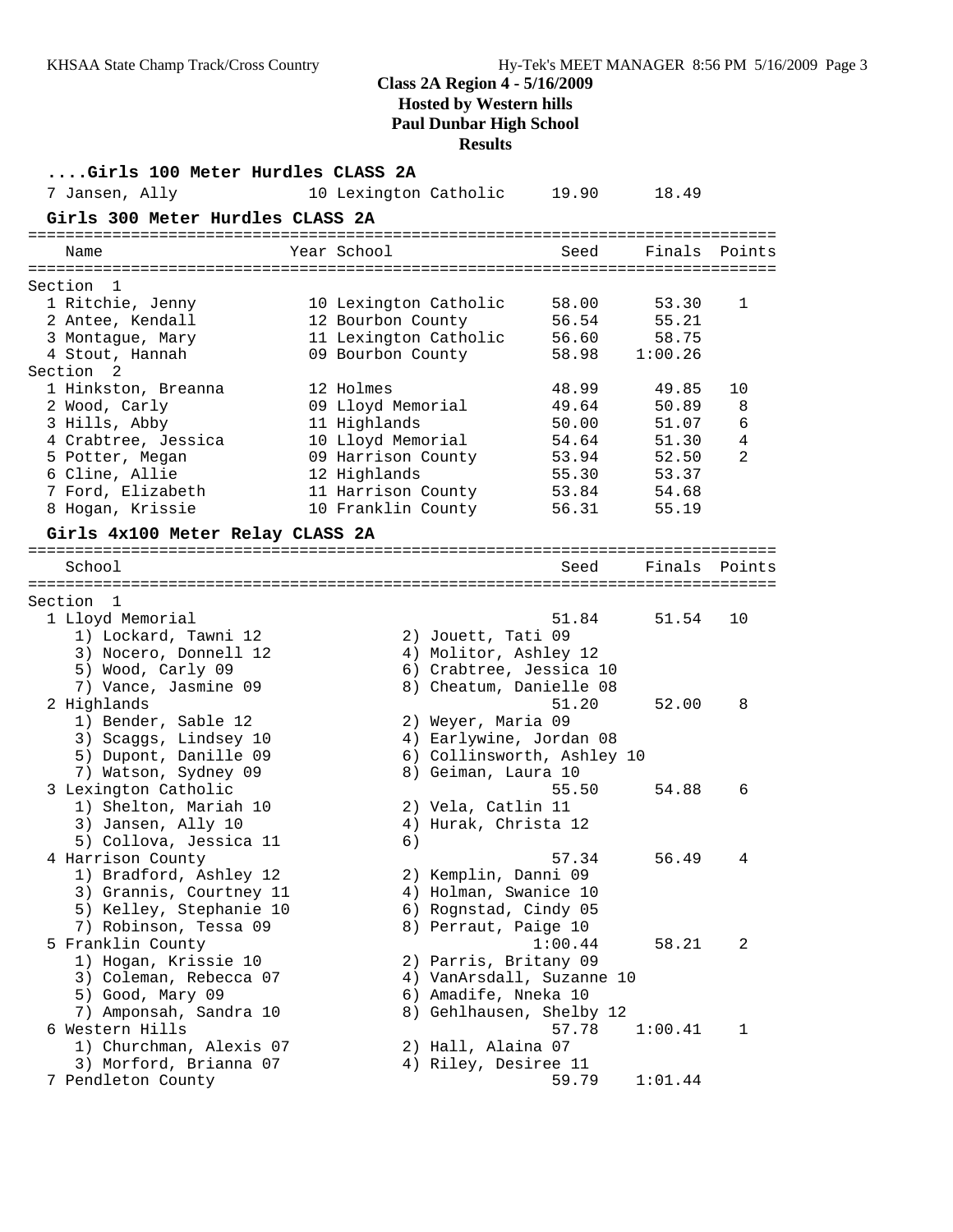## Class 2A Region 4 - 5/16/2009
### Hosted by Western hills
### Paul Dunbar High School
### Results

**....Girls 100 Meter Hurdles CLASS 2A**

| Name | Year | School | Seed | Finals | Points |
|---|---|---|---|---|---|
| 7 Jansen, Ally | 10 | Lexington Catholic | 19.90 | 18.49 | |

**Girls 300 Meter Hurdles CLASS 2A**

| Name | Year | School | Seed | Finals | Points |
|---|---|---|---|---|---|
| **Section 1** | | | | | |
| 1 Ritchie, Jenny | 10 | Lexington Catholic | 58.00 | 53.30 | 1 |
| 2 Antee, Kendall | 12 | Bourbon County | 56.54 | 55.21 | |
| 3 Montague, Mary | 11 | Lexington Catholic | 56.60 | 58.75 | |
| 4 Stout, Hannah | 09 | Bourbon County | 58.98 | 1:00.26 | |
| **Section 2** | | | | | |
| 1 Hinkston, Breanna | 12 | Holmes | 48.99 | 49.85 | 10 |
| 2 Wood, Carly | 09 | Lloyd Memorial | 49.64 | 50.89 | 8 |
| 3 Hills, Abby | 11 | Highlands | 50.00 | 51.07 | 6 |
| 4 Crabtree, Jessica | 10 | Lloyd Memorial | 54.64 | 51.30 | 4 |
| 5 Potter, Megan | 09 | Harrison County | 53.94 | 52.50 | 2 |
| 6 Cline, Allie | 12 | Highlands | 55.30 | 53.37 | |
| 7 Ford, Elizabeth | 11 | Harrison County | 53.84 | 54.68 | |
| 8 Hogan, Krissie | 10 | Franklin County | 56.31 | 55.19 | |

**Girls 4x100 Meter Relay CLASS 2A**

| School | Seed | Finals | Points |
|---|---|---|---|
| **Section 1** | | | |
| 1 Lloyd Memorial | 51.84 | 51.54 | 10 |
| 1) Lockard, Tawni 12; 2) Jouett, Tati 09; 3) Nocero, Donnell 12; 4) Molitor, Ashley 12; 5) Wood, Carly 09; 6) Crabtree, Jessica 10; 7) Vance, Jasmine 09; 8) Cheatum, Danielle 08 | | | |
| 2 Highlands | 51.20 | 52.00 | 8 |
| 1) Bender, Sable 12; 2) Weyer, Maria 09; 3) Scaggs, Lindsey 10; 4) Earlywine, Jordan 08; 5) Dupont, Danille 09; 6) Collinsworth, Ashley 10; 7) Watson, Sydney 09; 8) Geiman, Laura 10 | | | |
| 3 Lexington Catholic | 55.50 | 54.88 | 6 |
| 1) Shelton, Mariah 10; 2) Vela, Catlin 11; 3) Jansen, Ally 10; 4) Hurak, Christa 12; 5) Collova, Jessica 11; 6) | | | |
| 4 Harrison County | 57.34 | 56.49 | 4 |
| 1) Bradford, Ashley 12; 2) Kemplin, Danni 09; 3) Grannis, Courtney 11; 4) Holman, Swanice 10; 5) Kelley, Stephanie 10; 6) Rognstad, Cindy 05; 7) Robinson, Tessa 09; 8) Perraut, Paige 10 | | | |
| 5 Franklin County | 1:00.44 | 58.21 | 2 |
| 1) Hogan, Krissie 10; 2) Parris, Britany 09; 3) Coleman, Rebecca 07; 4) VanArsdall, Suzanne 10; 5) Good, Mary 09; 6) Amadife, Nneka 10; 7) Amponsah, Sandra 10; 8) Gehlhausen, Shelby 12 | | | |
| 6 Western Hills | 57.78 | 1:00.41 | 1 |
| 1) Churchman, Alexis 07; 2) Hall, Alaina 07; 3) Morford, Brianna 07; 4) Riley, Desiree 11 | | | |
| 7 Pendleton County | 59.79 | 1:01.44 | |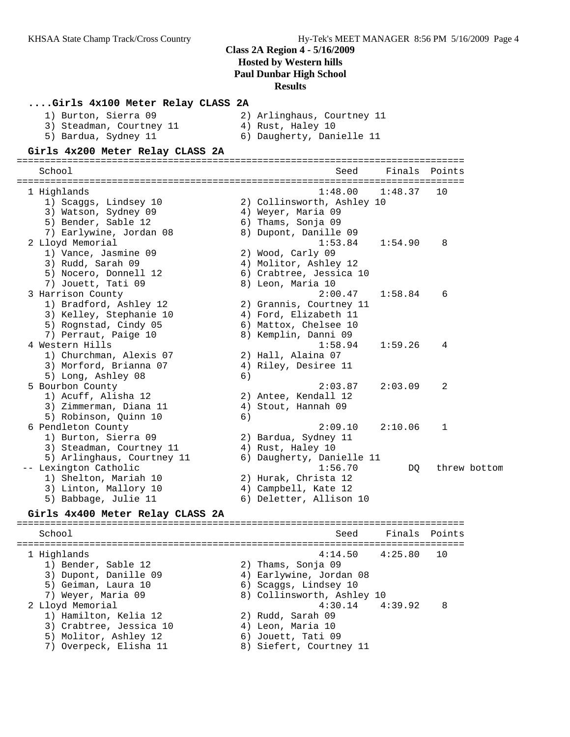## Class 2A Region 4 - 5/16/2009
### Hosted by Western hills
### Paul Dunbar High School
### Results

**....Girls 4x100 Meter Relay CLASS 2A**

1) Burton, Sierra 09
2) Arlinghaus, Courtney 11
3) Steadman, Courtney 11
4) Rust, Haley 10
5) Bardua, Sydney 11
6) Daugherty, Danielle 11

**Girls 4x200 Meter Relay CLASS 2A**

| | School | Seed | Finals | Points |
|---|---|---|---|---|
| 1 | Highlands | 1:48.00 | 1:48.37 | 10 |
| | 1) Scaggs, Lindsey 10; 2) Collinsworth, Ashley 10; 3) Watson, Sydney 09; 4) Weyer, Maria 09; 5) Bender, Sable 12; 6) Thams, Sonja 09; 7) Earlywine, Jordan 08; 8) Dupont, Danille 09 | | | |
| 2 | Lloyd Memorial | 1:53.84 | 1:54.90 | 8 |
| | 1) Vance, Jasmine 09; 2) Wood, Carly 09; 3) Rudd, Sarah 09; 4) Molitor, Ashley 12; 5) Nocero, Donnell 12; 6) Crabtree, Jessica 10; 7) Jouett, Tati 09; 8) Leon, Maria 10 | | | |
| 3 | Harrison County | 2:00.47 | 1:58.84 | 6 |
| | 1) Bradford, Ashley 12; 2) Grannis, Courtney 11; 3) Kelley, Stephanie 10; 4) Ford, Elizabeth 11; 5) Rognstad, Cindy 05; 6) Mattox, Chelsee 10; 7) Perraut, Paige 10; 8) Kemplin, Danni 09 | | | |
| 4 | Western Hills | 1:58.94 | 1:59.26 | 4 |
| | 1) Churchman, Alexis 07; 2) Hall, Alaina 07; 3) Morford, Brianna 07; 4) Riley, Desiree 11; 5) Long, Ashley 08; 6) | | | |
| 5 | Bourbon County | 2:03.87 | 2:03.09 | 2 |
| | 1) Acuff, Alisha 12; 2) Antee, Kendall 12; 3) Zimmerman, Diana 11; 4) Stout, Hannah 09; 5) Robinson, Quinn 10; 6) | | | |
| 6 | Pendleton County | 2:09.10 | 2:10.06 | 1 |
| | 1) Burton, Sierra 09; 2) Bardua, Sydney 11; 3) Steadman, Courtney 11; 4) Rust, Haley 10; 5) Arlinghaus, Courtney 11; 6) Daugherty, Danielle 11 | | | |
| -- | Lexington Catholic | 1:56.70 | DQ | threw bottom |
| | 1) Shelton, Mariah 10; 2) Hurak, Christa 12; 3) Linton, Mallory 10; 4) Campbell, Kate 12; 5) Babbage, Julie 11; 6) Deletter, Allison 10 | | | |

**Girls 4x400 Meter Relay CLASS 2A**

| | School | Seed | Finals | Points |
|---|---|---|---|---|
| 1 | Highlands | 4:14.50 | 4:25.80 | 10 |
| | 1) Bender, Sable 12; 2) Thams, Sonja 09; 3) Dupont, Danille 09; 4) Earlywine, Jordan 08; 5) Geiman, Laura 10; 6) Scaggs, Lindsey 10; 7) Weyer, Maria 09; 8) Collinsworth, Ashley 10 | | | |
| 2 | Lloyd Memorial | 4:30.14 | 4:39.92 | 8 |
| | 1) Hamilton, Kelia 12; 2) Rudd, Sarah 09; 3) Crabtree, Jessica 10; 4) Leon, Maria 10; 5) Molitor, Ashley 12; 6) Jouett, Tati 09; 7) Overpeck, Elisha 11; 8) Siefert, Courtney 11 | | | |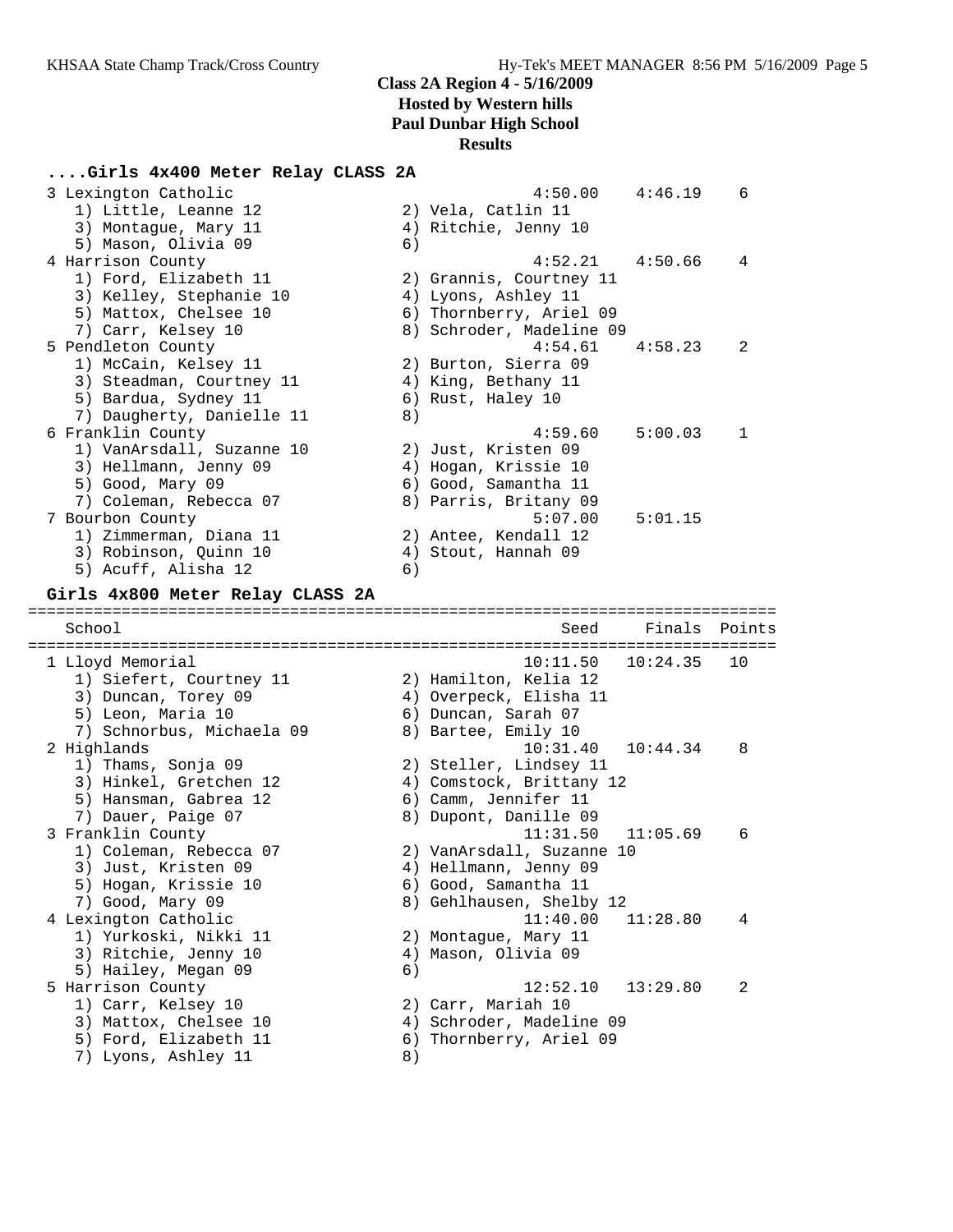# Class 2A Region 4 - 5/16/2009
## Hosted by Western hills
## Paul Dunbar High School
## Results

### ....Girls 4x400 Meter Relay CLASS 2A

```
  3 Lexington Catholic                                 4:50.00    4:46.19    6
     1) Little, Leanne 12              2) Vela, Catlin 11
     3) Montague, Mary 11              4) Ritchie, Jenny 10
     5) Mason, Olivia 09               6)
  4 Harrison County                                    4:52.21    4:50.66    4
     1) Ford, Elizabeth 11             2) Grannis, Courtney 11
     3) Kelley, Stephanie 10           4) Lyons, Ashley 11
     5) Mattox, Chelsee 10             6) Thornberry, Ariel 09
     7) Carr, Kelsey 10                8) Schroder, Madeline 09
  5 Pendleton County                                   4:54.61    4:58.23    2
     1) McCain, Kelsey 11              2) Burton, Sierra 09
     3) Steadman, Courtney 11          4) King, Bethany 11
     5) Bardua, Sydney 11              6) Rust, Haley 10
     7) Daugherty, Danielle 11         8)
  6 Franklin County                                    4:59.60    5:00.03    1
     1) VanArsdall, Suzanne 10         2) Just, Kristen 09
     3) Hellmann, Jenny 09             4) Hogan, Krissie 10
     5) Good, Mary 09                  6) Good, Samantha 11
     7) Coleman, Rebecca 07            8) Parris, Britany 09
  7 Bourbon County                                     5:07.00    5:01.15
     1) Zimmerman, Diana 11            2) Antee, Kendall 12
     3) Robinson, Quinn 10             4) Stout, Hannah 09
     5) Acuff, Alisha 12               6)
```

### Girls 4x800 Meter Relay CLASS 2A

```
================================================================================
    School                                               Seed     Finals  Points
================================================================================
  1 Lloyd Memorial                                   10:11.50   10:24.35   10
     1) Siefert, Courtney 11           2) Hamilton, Kelia 12
     3) Duncan, Torey 09               4) Overpeck, Elisha 11
     5) Leon, Maria 10                 6) Duncan, Sarah 07
     7) Schnorbus, Michaela 09         8) Bartee, Emily 10
  2 Highlands                                        10:31.40   10:44.34    8
     1) Thams, Sonja 09                2) Steller, Lindsey 11
     3) Hinkel, Gretchen 12            4) Comstock, Brittany 12
     5) Hansman, Gabrea 12             6) Camm, Jennifer 11
     7) Dauer, Paige 07                8) Dupont, Danille 09
  3 Franklin County                                  11:31.50   11:05.69    6
     1) Coleman, Rebecca 07            2) VanArsdall, Suzanne 10
     3) Just, Kristen 09               4) Hellmann, Jenny 09
     5) Hogan, Krissie 10              6) Good, Samantha 11
     7) Good, Mary 09                  8) Gehlhausen, Shelby 12
  4 Lexington Catholic                               11:40.00   11:28.80    4
     1) Yurkoski, Nikki 11             2) Montague, Mary 11
     3) Ritchie, Jenny 10              4) Mason, Olivia 09
     5) Hailey, Megan 09               6)
  5 Harrison County                                  12:52.10   13:29.80    2
     1) Carr, Kelsey 10                2) Carr, Mariah 10
     3) Mattox, Chelsee 10             4) Schroder, Madeline 09
     5) Ford, Elizabeth 11             6) Thornberry, Ariel 09
     7) Lyons, Ashley 11               8)
```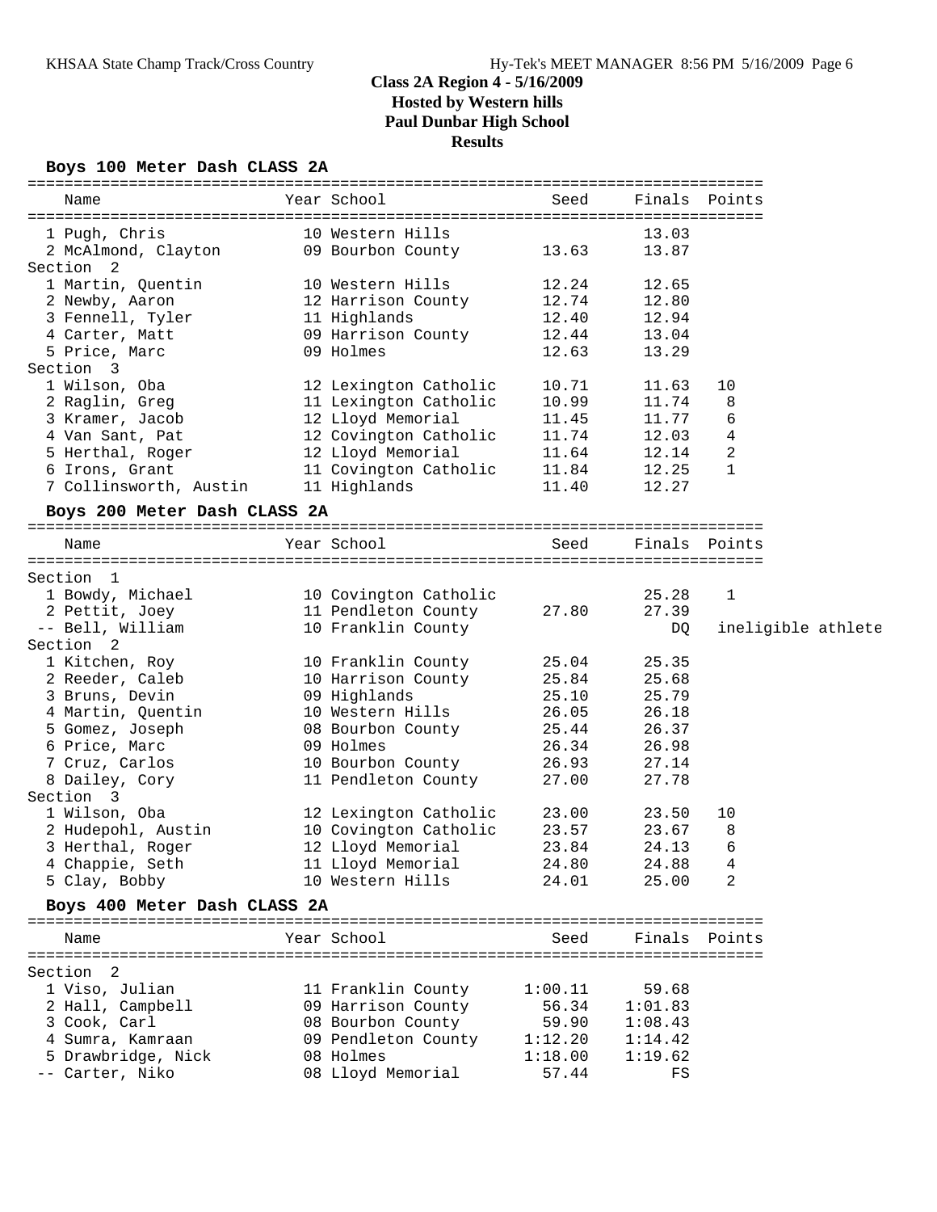# Class 2A Region 4 - 5/16/2009
## Hosted by Western hills
## Paul Dunbar High School
## Results

### Boys 100 Meter Dash CLASS 2A

| Name | Year | School | Seed | Finals | Points |
|---|---|---|---|---|---|
| 1 Pugh, Chris | 10 | Western Hills | | 13.03 | |
| 2 McAlmond, Clayton | 09 | Bourbon County | 13.63 | 13.87 | |
| **Section 2** | | | | | |
| 1 Martin, Quentin | 10 | Western Hills | 12.24 | 12.65 | |
| 2 Newby, Aaron | 12 | Harrison County | 12.74 | 12.80 | |
| 3 Fennell, Tyler | 11 | Highlands | 12.40 | 12.94 | |
| 4 Carter, Matt | 09 | Harrison County | 12.44 | 13.04 | |
| 5 Price, Marc | 09 | Holmes | 12.63 | 13.29 | |
| **Section 3** | | | | | |
| 1 Wilson, Oba | 12 | Lexington Catholic | 10.71 | 11.63 | 10 |
| 2 Raglin, Greg | 11 | Lexington Catholic | 10.99 | 11.74 | 8 |
| 3 Kramer, Jacob | 12 | Lloyd Memorial | 11.45 | 11.77 | 6 |
| 4 Van Sant, Pat | 12 | Covington Catholic | 11.74 | 12.03 | 4 |
| 5 Herthal, Roger | 12 | Lloyd Memorial | 11.64 | 12.14 | 2 |
| 6 Irons, Grant | 11 | Covington Catholic | 11.84 | 12.25 | 1 |
| 7 Collinsworth, Austin | 11 | Highlands | 11.40 | 12.27 | |

### Boys 200 Meter Dash CLASS 2A

| Name | Year | School | Seed | Finals | Points |
|---|---|---|---|---|---|
| **Section 1** | | | | | |
| 1 Bowdy, Michael | 10 | Covington Catholic | | 25.28 | 1 |
| 2 Pettit, Joey | 11 | Pendleton County | 27.80 | 27.39 | |
| -- Bell, William | 10 | Franklin County | | DQ | ineligible athlete |
| **Section 2** | | | | | |
| 1 Kitchen, Roy | 10 | Franklin County | 25.04 | 25.35 | |
| 2 Reeder, Caleb | 10 | Harrison County | 25.84 | 25.68 | |
| 3 Bruns, Devin | 09 | Highlands | 25.10 | 25.79 | |
| 4 Martin, Quentin | 10 | Western Hills | 26.05 | 26.18 | |
| 5 Gomez, Joseph | 08 | Bourbon County | 25.44 | 26.37 | |
| 6 Price, Marc | 09 | Holmes | 26.34 | 26.98 | |
| 7 Cruz, Carlos | 10 | Bourbon County | 26.93 | 27.14 | |
| 8 Dailey, Cory | 11 | Pendleton County | 27.00 | 27.78 | |
| **Section 3** | | | | | |
| 1 Wilson, Oba | 12 | Lexington Catholic | 23.00 | 23.50 | 10 |
| 2 Hudepohl, Austin | 10 | Covington Catholic | 23.57 | 23.67 | 8 |
| 3 Herthal, Roger | 12 | Lloyd Memorial | 23.84 | 24.13 | 6 |
| 4 Chappie, Seth | 11 | Lloyd Memorial | 24.80 | 24.88 | 4 |
| 5 Clay, Bobby | 10 | Western Hills | 24.01 | 25.00 | 2 |

### Boys 400 Meter Dash CLASS 2A

| Name | Year | School | Seed | Finals | Points |
|---|---|---|---|---|---|
| **Section 2** | | | | | |
| 1 Viso, Julian | 11 | Franklin County | 1:00.11 | 59.68 | |
| 2 Hall, Campbell | 09 | Harrison County | 56.34 | 1:01.83 | |
| 3 Cook, Carl | 08 | Bourbon County | 59.90 | 1:08.43 | |
| 4 Sumra, Kamraan | 09 | Pendleton County | 1:12.20 | 1:14.42 | |
| 5 Drawbridge, Nick | 08 | Holmes | 1:18.00 | 1:19.62 | |
| -- Carter, Niko | 08 | Lloyd Memorial | 57.44 | FS | |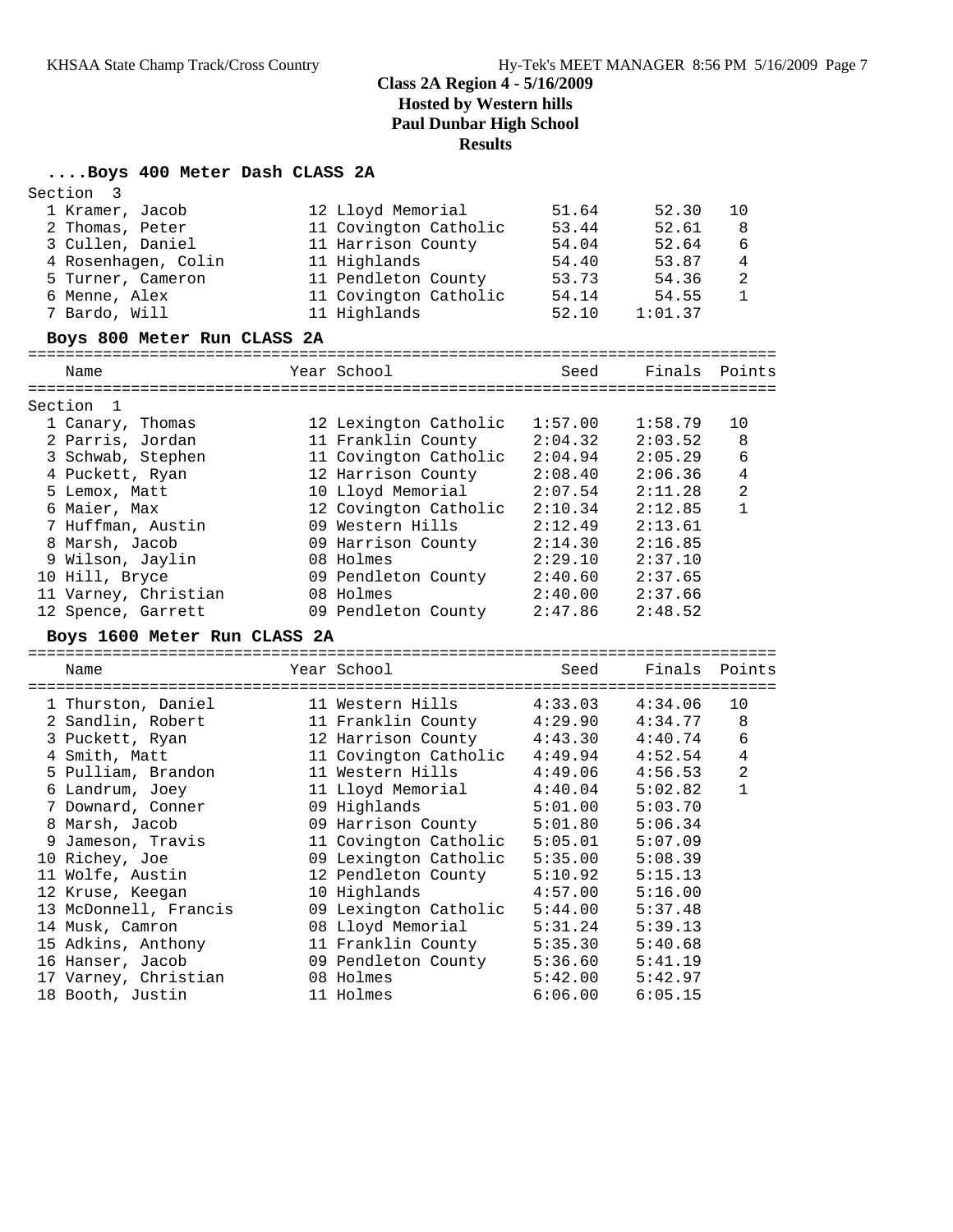## Class 2A Region 4 - 5/16/2009
## Hosted by Western hills
## Paul Dunbar High School
## Results

### ....Boys 400 Meter Dash CLASS 2A

Section 3

| | Name | Year | School | Seed | Finals | Points |
|---|---|---|---|---|---|---|
| 1 | Kramer, Jacob | 12 | Lloyd Memorial | 51.64 | 52.30 | 10 |
| 2 | Thomas, Peter | 11 | Covington Catholic | 53.44 | 52.61 | 8 |
| 3 | Cullen, Daniel | 11 | Harrison County | 54.04 | 52.64 | 6 |
| 4 | Rosenhagen, Colin | 11 | Highlands | 54.40 | 53.87 | 4 |
| 5 | Turner, Cameron | 11 | Pendleton County | 53.73 | 54.36 | 2 |
| 6 | Menne, Alex | 11 | Covington Catholic | 54.14 | 54.55 | 1 |
| 7 | Bardo, Will | 11 | Highlands | 52.10 | 1:01.37 | |

### Boys 800 Meter Run CLASS 2A

Section 1

| | Name | Year | School | Seed | Finals | Points |
|---|---|---|---|---|---|---|
| 1 | Canary, Thomas | 12 | Lexington Catholic | 1:57.00 | 1:58.79 | 10 |
| 2 | Parris, Jordan | 11 | Franklin County | 2:04.32 | 2:03.52 | 8 |
| 3 | Schwab, Stephen | 11 | Covington Catholic | 2:04.94 | 2:05.29 | 6 |
| 4 | Puckett, Ryan | 12 | Harrison County | 2:08.40 | 2:06.36 | 4 |
| 5 | Lemox, Matt | 10 | Lloyd Memorial | 2:07.54 | 2:11.28 | 2 |
| 6 | Maier, Max | 12 | Covington Catholic | 2:10.34 | 2:12.85 | 1 |
| 7 | Huffman, Austin | 09 | Western Hills | 2:12.49 | 2:13.61 | |
| 8 | Marsh, Jacob | 09 | Harrison County | 2:14.30 | 2:16.85 | |
| 9 | Wilson, Jaylin | 08 | Holmes | 2:29.10 | 2:37.10 | |
| 10 | Hill, Bryce | 09 | Pendleton County | 2:40.60 | 2:37.65 | |
| 11 | Varney, Christian | 08 | Holmes | 2:40.00 | 2:37.66 | |
| 12 | Spence, Garrett | 09 | Pendleton County | 2:47.86 | 2:48.52 | |

### Boys 1600 Meter Run CLASS 2A

| | Name | Year | School | Seed | Finals | Points |
|---|---|---|---|---|---|---|
| 1 | Thurston, Daniel | 11 | Western Hills | 4:33.03 | 4:34.06 | 10 |
| 2 | Sandlin, Robert | 11 | Franklin County | 4:29.90 | 4:34.77 | 8 |
| 3 | Puckett, Ryan | 12 | Harrison County | 4:43.30 | 4:40.74 | 6 |
| 4 | Smith, Matt | 11 | Covington Catholic | 4:49.94 | 4:52.54 | 4 |
| 5 | Pulliam, Brandon | 11 | Western Hills | 4:49.06 | 4:56.53 | 2 |
| 6 | Landrum, Joey | 11 | Lloyd Memorial | 4:40.04 | 5:02.82 | 1 |
| 7 | Downard, Conner | 09 | Highlands | 5:01.00 | 5:03.70 | |
| 8 | Marsh, Jacob | 09 | Harrison County | 5:01.80 | 5:06.34 | |
| 9 | Jameson, Travis | 11 | Covington Catholic | 5:05.01 | 5:07.09 | |
| 10 | Richey, Joe | 09 | Lexington Catholic | 5:35.00 | 5:08.39 | |
| 11 | Wolfe, Austin | 12 | Pendleton County | 5:10.92 | 5:15.13 | |
| 12 | Kruse, Keegan | 10 | Highlands | 4:57.00 | 5:16.00 | |
| 13 | McDonnell, Francis | 09 | Lexington Catholic | 5:44.00 | 5:37.48 | |
| 14 | Musk, Camron | 08 | Lloyd Memorial | 5:31.24 | 5:39.13 | |
| 15 | Adkins, Anthony | 11 | Franklin County | 5:35.30 | 5:40.68 | |
| 16 | Hanser, Jacob | 09 | Pendleton County | 5:36.60 | 5:41.19 | |
| 17 | Varney, Christian | 08 | Holmes | 5:42.00 | 5:42.97 | |
| 18 | Booth, Justin | 11 | Holmes | 6:06.00 | 6:05.15 | |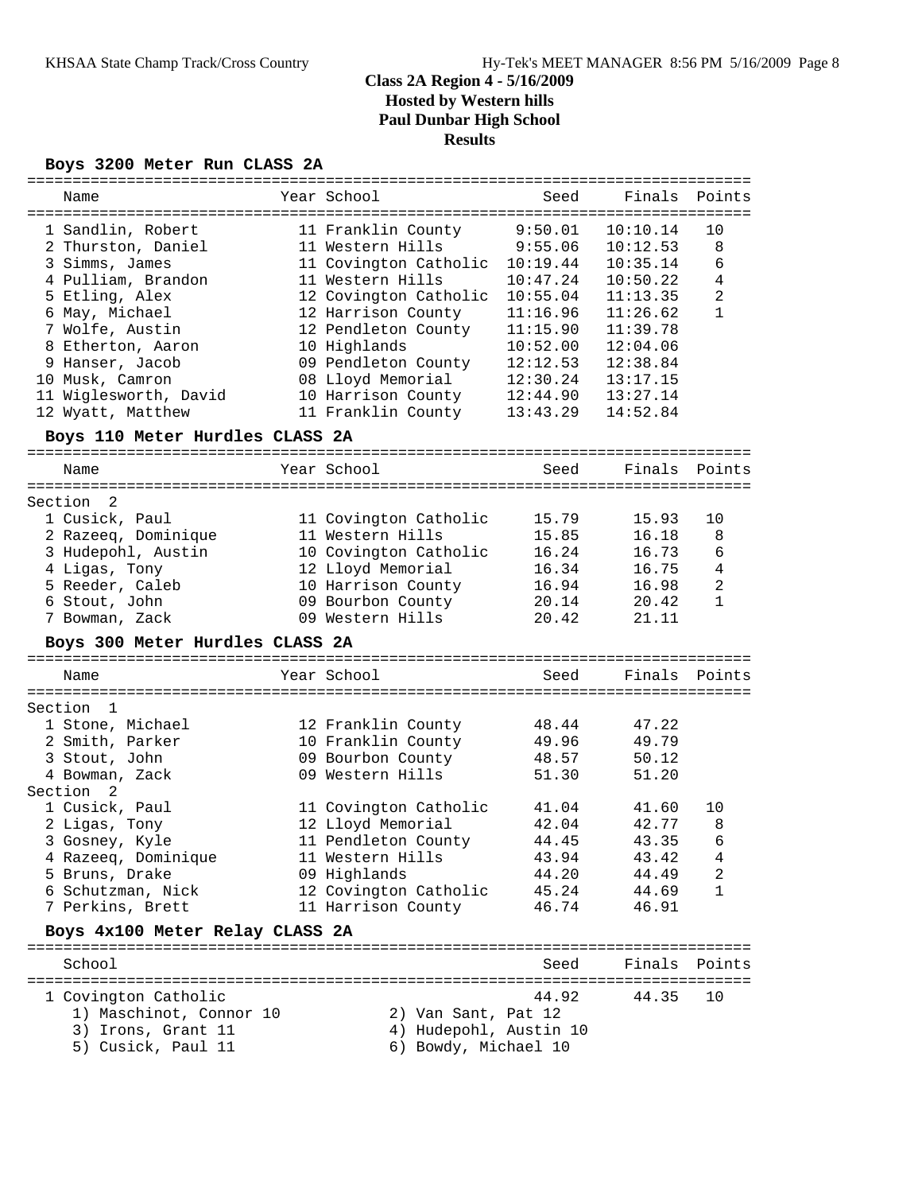# Class 2A Region 4 - 5/16/2009
## Hosted by Western hills
## Paul Dunbar High School
## Results

### Boys 3200 Meter Run CLASS 2A

| | Name | Year | School | Seed | Finals | Points |
|---|---|---|---|---|---|---|
| 1 | Sandlin, Robert | 11 | Franklin County | 9:50.01 | 10:10.14 | 10 |
| 2 | Thurston, Daniel | 11 | Western Hills | 9:55.06 | 10:12.53 | 8 |
| 3 | Simms, James | 11 | Covington Catholic | 10:19.44 | 10:35.14 | 6 |
| 4 | Pulliam, Brandon | 11 | Western Hills | 10:47.24 | 10:50.22 | 4 |
| 5 | Etling, Alex | 12 | Covington Catholic | 10:55.04 | 11:13.35 | 2 |
| 6 | May, Michael | 12 | Harrison County | 11:16.96 | 11:26.62 | 1 |
| 7 | Wolfe, Austin | 12 | Pendleton County | 11:15.90 | 11:39.78 | |
| 8 | Etherton, Aaron | 10 | Highlands | 10:52.00 | 12:04.06 | |
| 9 | Hanser, Jacob | 09 | Pendleton County | 12:12.53 | 12:38.84 | |
| 10 | Musk, Camron | 08 | Lloyd Memorial | 12:30.24 | 13:17.15 | |
| 11 | Wiglesworth, David | 10 | Harrison County | 12:44.90 | 13:27.14 | |
| 12 | Wyatt, Matthew | 11 | Franklin County | 13:43.29 | 14:52.84 | |

### Boys 110 Meter Hurdles CLASS 2A

| | Name | Year | School | Seed | Finals | Points |
|---|---|---|---|---|---|---|
| **Section 2** | | | | | | |
| 1 | Cusick, Paul | 11 | Covington Catholic | 15.79 | 15.93 | 10 |
| 2 | Razeeq, Dominique | 11 | Western Hills | 15.85 | 16.18 | 8 |
| 3 | Hudepohl, Austin | 10 | Covington Catholic | 16.24 | 16.73 | 6 |
| 4 | Ligas, Tony | 12 | Lloyd Memorial | 16.34 | 16.75 | 4 |
| 5 | Reeder, Caleb | 10 | Harrison County | 16.94 | 16.98 | 2 |
| 6 | Stout, John | 09 | Bourbon County | 20.14 | 20.42 | 1 |
| 7 | Bowman, Zack | 09 | Western Hills | 20.42 | 21.11 | |

### Boys 300 Meter Hurdles CLASS 2A

| | Name | Year | School | Seed | Finals | Points |
|---|---|---|---|---|---|---|
| **Section 1** | | | | | | |
| 1 | Stone, Michael | 12 | Franklin County | 48.44 | 47.22 | |
| 2 | Smith, Parker | 10 | Franklin County | 49.96 | 49.79 | |
| 3 | Stout, John | 09 | Bourbon County | 48.57 | 50.12 | |
| 4 | Bowman, Zack | 09 | Western Hills | 51.30 | 51.20 | |
| **Section 2** | | | | | | |
| 1 | Cusick, Paul | 11 | Covington Catholic | 41.04 | 41.60 | 10 |
| 2 | Ligas, Tony | 12 | Lloyd Memorial | 42.04 | 42.77 | 8 |
| 3 | Gosney, Kyle | 11 | Pendleton County | 44.45 | 43.35 | 6 |
| 4 | Razeeq, Dominique | 11 | Western Hills | 43.94 | 43.42 | 4 |
| 5 | Bruns, Drake | 09 | Highlands | 44.20 | 44.49 | 2 |
| 6 | Schutzman, Nick | 12 | Covington Catholic | 45.24 | 44.69 | 1 |
| 7 | Perkins, Brett | 11 | Harrison County | 46.74 | 46.91 | |

### Boys 4x100 Meter Relay CLASS 2A

| | School | Seed | Finals | Points |
|---|---|---|---|---|
| 1 | Covington Catholic | 44.92 | 44.35 | 10 |

1) Maschinot, Connor 10 2) Van Sant, Pat 12
3) Irons, Grant 11 4) Hudepohl, Austin 10
5) Cusick, Paul 11 6) Bowdy, Michael 10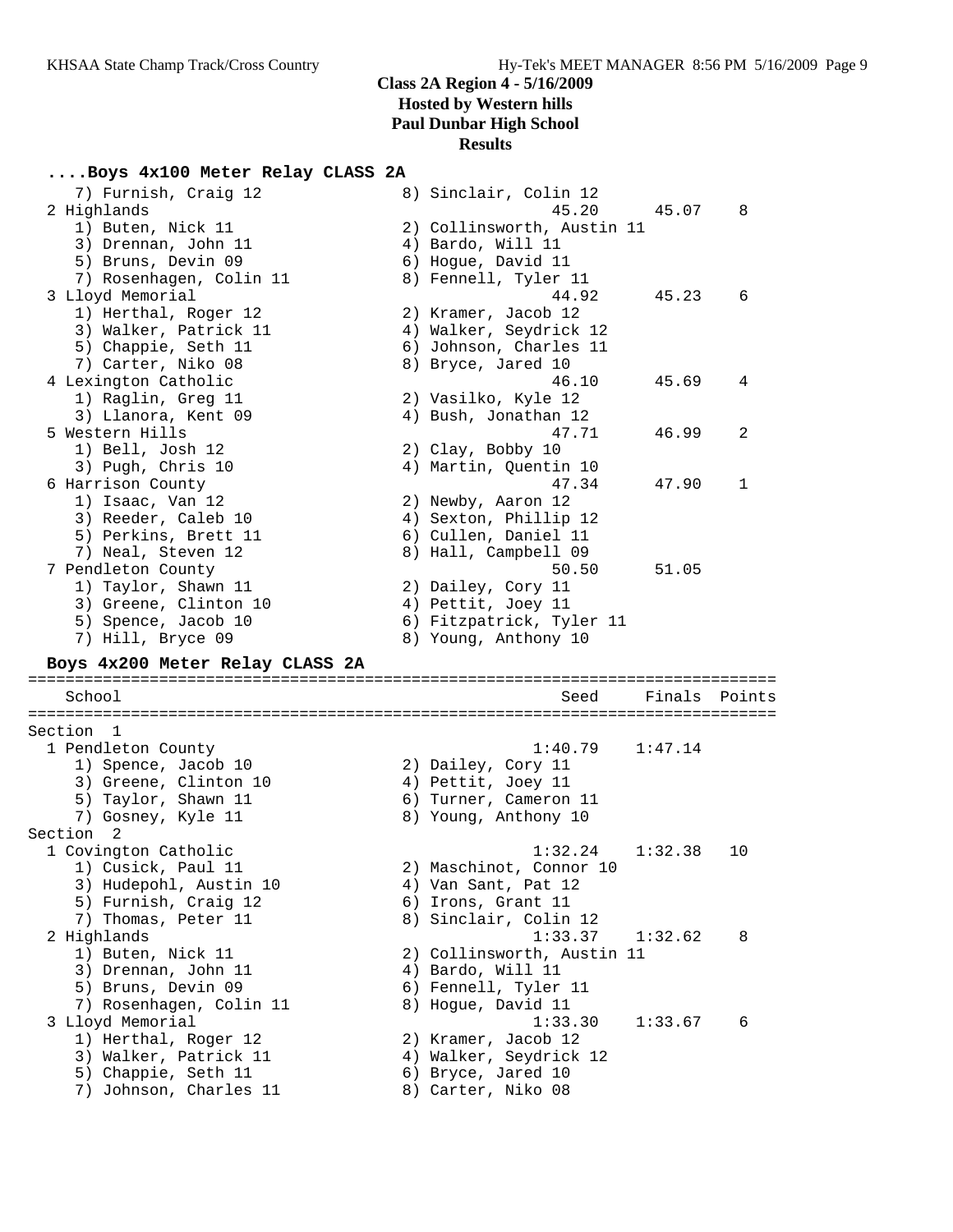**Class 2A Region 4 - 5/16/2009**
**Hosted by Western hills**
**Paul Dunbar High School**
**Results**

### ....Boys 4x100 Meter Relay CLASS 2A

```
    7) Furnish, Craig 12              8) Sinclair, Colin 12
  2 Highlands                                      45.20      45.07    8
    1) Buten, Nick 11                 2) Collinsworth, Austin 11
    3) Drennan, John 11               4) Bardo, Will 11
    5) Bruns, Devin 09                6) Hogue, David 11
    7) Rosenhagen, Colin 11           8) Fennell, Tyler 11
  3 Lloyd Memorial                                 44.92      45.23    6
    1) Herthal, Roger 12              2) Kramer, Jacob 12
    3) Walker, Patrick 11             4) Walker, Seydrick 12
    5) Chappie, Seth 11               6) Johnson, Charles 11
    7) Carter, Niko 08                8) Bryce, Jared 10
  4 Lexington Catholic                             46.10      45.69    4
    1) Raglin, Greg 11                2) Vasilko, Kyle 12
    3) Llanora, Kent 09               4) Bush, Jonathan 12
  5 Western Hills                                  47.71      46.99    2
    1) Bell, Josh 12                  2) Clay, Bobby 10
    3) Pugh, Chris 10                 4) Martin, Quentin 10
  6 Harrison County                                47.34      47.90    1
    1) Isaac, Van 12                  2) Newby, Aaron 12
    3) Reeder, Caleb 10               4) Sexton, Phillip 12
    5) Perkins, Brett 11              6) Cullen, Daniel 11
    7) Neal, Steven 12                8) Hall, Campbell 09
  7 Pendleton County                               50.50      51.05
    1) Taylor, Shawn 11               2) Dailey, Cory 11
    3) Greene, Clinton 10             4) Pettit, Joey 11
    5) Spence, Jacob 10               6) Fitzpatrick, Tyler 11
    7) Hill, Bryce 09                 8) Young, Anthony 10
```

### Boys 4x200 Meter Relay CLASS 2A

```
================================================================================
    School                                          Seed     Finals  Points
================================================================================
Section  1
  1 Pendleton County                             1:40.79    1:47.14
    1) Spence, Jacob 10               2) Dailey, Cory 11
    3) Greene, Clinton 10             4) Pettit, Joey 11
    5) Taylor, Shawn 11               6) Turner, Cameron 11
    7) Gosney, Kyle 11                8) Young, Anthony 10
Section  2
  1 Covington Catholic                           1:32.24    1:32.38   10
    1) Cusick, Paul 11                2) Maschinot, Connor 10
    3) Hudepohl, Austin 10            4) Van Sant, Pat 12
    5) Furnish, Craig 12              6) Irons, Grant 11
    7) Thomas, Peter 11               8) Sinclair, Colin 12
  2 Highlands                                    1:33.37    1:32.62    8
    1) Buten, Nick 11                 2) Collinsworth, Austin 11
    3) Drennan, John 11               4) Bardo, Will 11
    5) Bruns, Devin 09                6) Fennell, Tyler 11
    7) Rosenhagen, Colin 11           8) Hogue, David 11
  3 Lloyd Memorial                               1:33.30    1:33.67    6
    1) Herthal, Roger 12              2) Kramer, Jacob 12
    3) Walker, Patrick 11             4) Walker, Seydrick 12
    5) Chappie, Seth 11               6) Bryce, Jared 10
    7) Johnson, Charles 11            8) Carter, Niko 08
```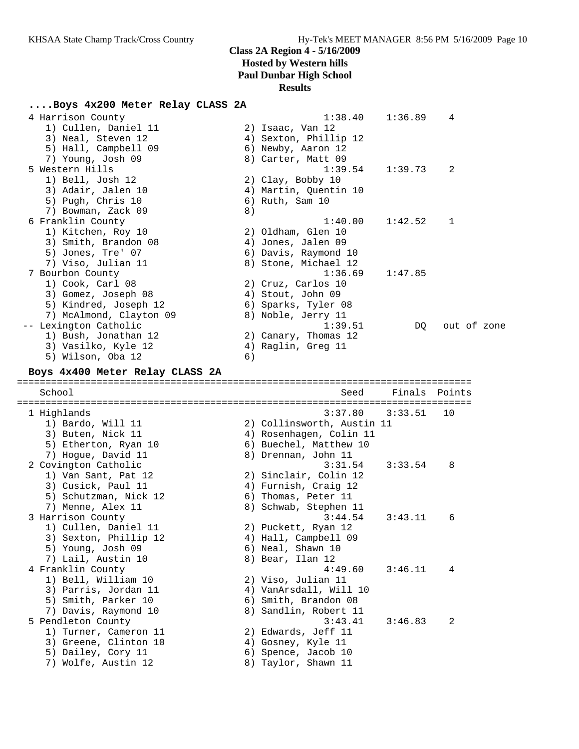# Class 2A Region 4 - 5/16/2009
## Hosted by Western hills
## Paul Dunbar High School
## Results

### ....Boys 4x200 Meter Relay CLASS 2A

```
  4 Harrison County                                   1:38.40    1:36.89    4  
     1) Cullen, Daniel 11              2) Isaac, Van 12                    
     3) Neal, Steven 12                4) Sexton, Phillip 12               
     5) Hall, Campbell 09              6) Newby, Aaron 12                  
     7) Young, Josh 09                 8) Carter, Matt 09                  
  5 Western Hills                                     1:39.54    1:39.73    2  
     1) Bell, Josh 12                  2) Clay, Bobby 10                   
     3) Adair, Jalen 10                4) Martin, Quentin 10               
     5) Pugh, Chris 10                 6) Ruth, Sam 10                     
     7) Bowman, Zack 09                8)                                  
  6 Franklin County                                   1:40.00    1:42.52    1  
     1) Kitchen, Roy 10                2) Oldham, Glen 10                  
     3) Smith, Brandon 08              4) Jones, Jalen 09                  
     5) Jones, Tre' 07                 6) Davis, Raymond 10                
     7) Viso, Julian 11                8) Stone, Michael 12                
  7 Bourbon County                                    1:36.69    1:47.85       
     1) Cook, Carl 08                  2) Cruz, Carlos 10                  
     3) Gomez, Joseph 08               4) Stout, John 09                   
     5) Kindred, Joseph 12             6) Sparks, Tyler 08                 
     7) McAlmond, Clayton 09           8) Noble, Jerry 11                  
 -- Lexington Catholic                                1:39.51         DQ   out of zone
     1) Bush, Jonathan 12              2) Canary, Thomas 12                
     3) Vasilko, Kyle 12               4) Raglin, Greg 11                  
     5) Wilson, Oba 12                 6)                                  
```

### Boys 4x400 Meter Relay CLASS 2A

```
===============================================================================
    School                                               Seed    Finals  Points
===============================================================================
  1 Highlands                                         3:37.80    3:33.51   10  
     1) Bardo, Will 11                 2) Collinsworth, Austin 11          
     3) Buten, Nick 11                 4) Rosenhagen, Colin 11             
     5) Etherton, Ryan 10              6) Buechel, Matthew 10              
     7) Hogue, David 11                8) Drennan, John 11                 
  2 Covington Catholic                                3:31.54    3:33.54    8  
     1) Van Sant, Pat 12               2) Sinclair, Colin 12               
     3) Cusick, Paul 11                4) Furnish, Craig 12                
     5) Schutzman, Nick 12             6) Thomas, Peter 11                 
     7) Menne, Alex 11                 8) Schwab, Stephen 11               
  3 Harrison County                                   3:44.54    3:43.11    6  
     1) Cullen, Daniel 11              2) Puckett, Ryan 12                 
     3) Sexton, Phillip 12             4) Hall, Campbell 09                
     5) Young, Josh 09                 6) Neal, Shawn 10                   
     7) Lail, Austin 10                8) Bear, Ilan 12                    
  4 Franklin County                                   4:49.60    3:46.11    4  
     1) Bell, William 10               2) Viso, Julian 11                  
     3) Parris, Jordan 11              4) VanArsdall, Will 10              
     5) Smith, Parker 10               6) Smith, Brandon 08                
     7) Davis, Raymond 10              8) Sandlin, Robert 11               
  5 Pendleton County                                  3:43.41    3:46.83    2  
     1) Turner, Cameron 11             2) Edwards, Jeff 11                 
     3) Greene, Clinton 10             4) Gosney, Kyle 11                  
     5) Dailey, Cory 11                6) Spence, Jacob 10                 
     7) Wolfe, Austin 12               8) Taylor, Shawn 11                 
```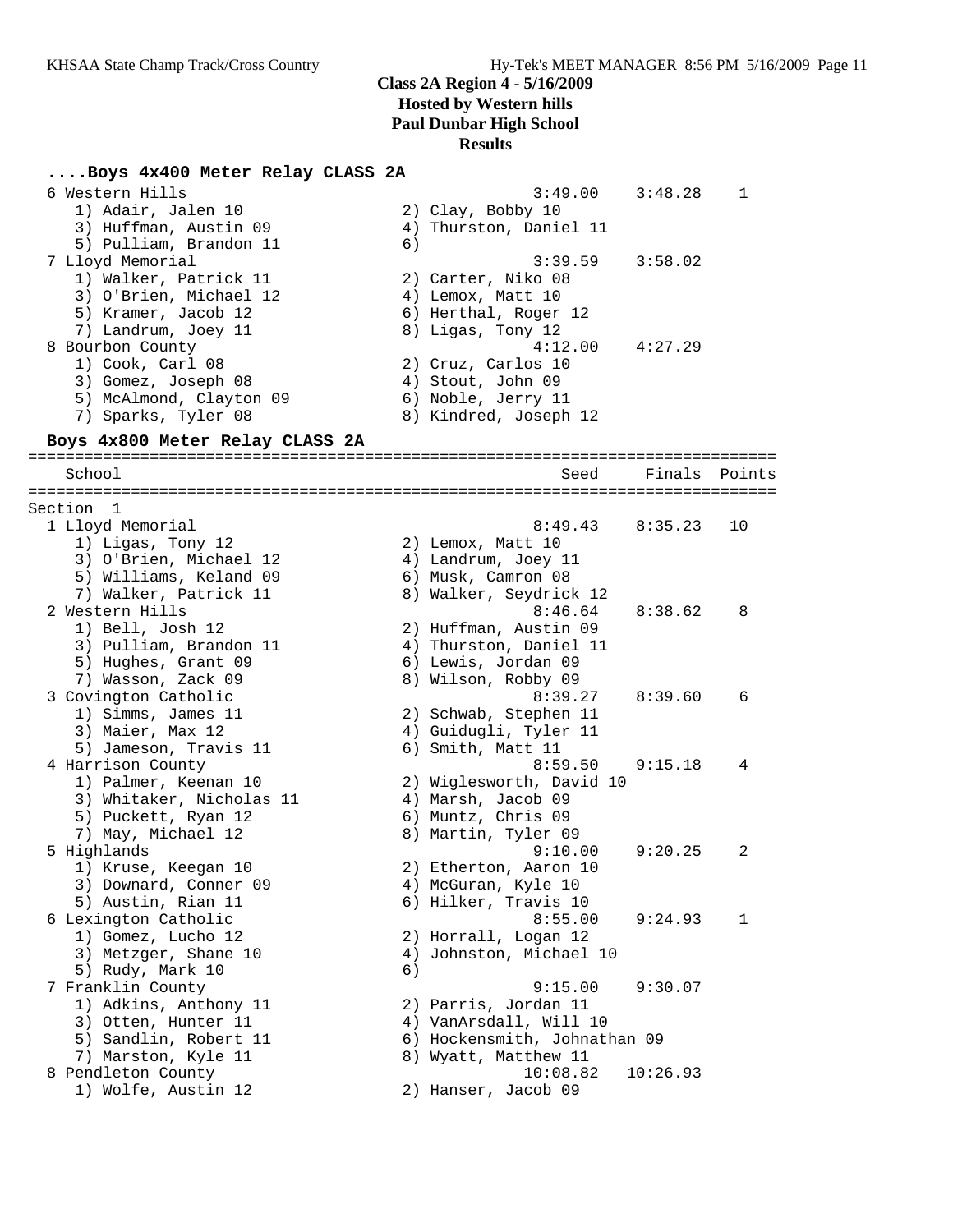**Class 2A Region 4 - 5/16/2009**
**Hosted by Western hills**
**Paul Dunbar High School**
**Results**

### ....Boys 4x400 Meter Relay CLASS 2A

```
  6 Western Hills                                       3:49.00    3:48.28    1
     1) Adair, Jalen 10                2) Clay, Bobby 10
     3) Huffman, Austin 09             4) Thurston, Daniel 11
     5) Pulliam, Brandon 11            6)
  7 Lloyd Memorial                                      3:39.59    3:58.02
     1) Walker, Patrick 11             2) Carter, Niko 08
     3) O'Brien, Michael 12            4) Lemox, Matt 10
     5) Kramer, Jacob 12               6) Herthal, Roger 12
     7) Landrum, Joey 11               8) Ligas, Tony 12
  8 Bourbon County                                      4:12.00    4:27.29
     1) Cook, Carl 08                  2) Cruz, Carlos 10
     3) Gomez, Joseph 08               4) Stout, John 09
     5) McAlmond, Clayton 09           6) Noble, Jerry 11
     7) Sparks, Tyler 08               8) Kindred, Joseph 12
```

### Boys 4x800 Meter Relay CLASS 2A

```
================================================================================
    School                                               Seed     Finals  Points
================================================================================
Section  1
  1 Lloyd Memorial                                      8:49.43    8:35.23   10
     1) Ligas, Tony 12                 2) Lemox, Matt 10
     3) O'Brien, Michael 12            4) Landrum, Joey 11
     5) Williams, Keland 09            6) Musk, Camron 08
     7) Walker, Patrick 11             8) Walker, Seydrick 12
  2 Western Hills                                       8:46.64    8:38.62    8
     1) Bell, Josh 12                  2) Huffman, Austin 09
     3) Pulliam, Brandon 11            4) Thurston, Daniel 11
     5) Hughes, Grant 09               6) Lewis, Jordan 09
     7) Wasson, Zack 09                8) Wilson, Robby 09
  3 Covington Catholic                                  8:39.27    8:39.60    6
     1) Simms, James 11                2) Schwab, Stephen 11
     3) Maier, Max 12                  4) Guidugli, Tyler 11
     5) Jameson, Travis 11             6) Smith, Matt 11
  4 Harrison County                                     8:59.50    9:15.18    4
     1) Palmer, Keenan 10              2) Wiglesworth, David 10
     3) Whitaker, Nicholas 11          4) Marsh, Jacob 09
     5) Puckett, Ryan 12               6) Muntz, Chris 09
     7) May, Michael 12                8) Martin, Tyler 09
  5 Highlands                                           9:10.00    9:20.25    2
     1) Kruse, Keegan 10               2) Etherton, Aaron 10
     3) Downard, Conner 09             4) McGuran, Kyle 10
     5) Austin, Rian 11                6) Hilker, Travis 10
  6 Lexington Catholic                                  8:55.00    9:24.93    1
     1) Gomez, Lucho 12                2) Horrall, Logan 12
     3) Metzger, Shane 10              4) Johnston, Michael 10
     5) Rudy, Mark 10                  6)
  7 Franklin County                                     9:15.00    9:30.07
     1) Adkins, Anthony 11             2) Parris, Jordan 11
     3) Otten, Hunter 11               4) VanArsdall, Will 10
     5) Sandlin, Robert 11             6) Hockensmith, Johnathan 09
     7) Marston, Kyle 11               8) Wyatt, Matthew 11
  8 Pendleton County                                   10:08.82   10:26.93
     1) Wolfe, Austin 12               2) Hanser, Jacob 09
```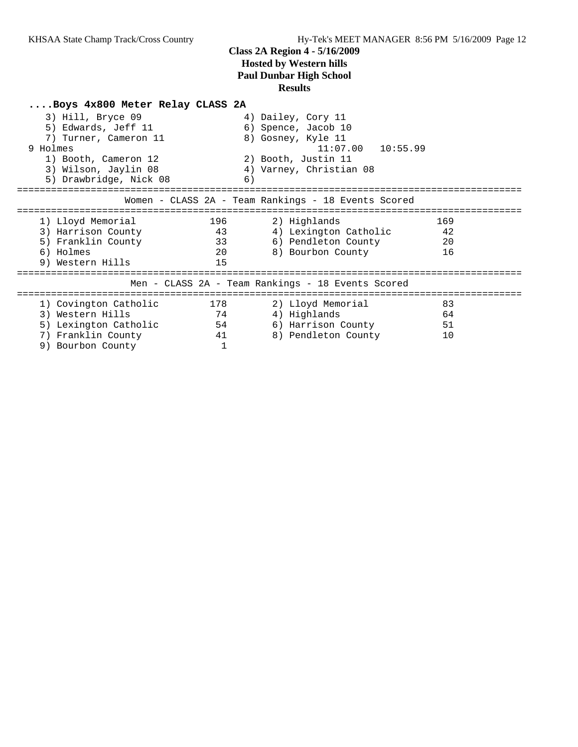## Class 2A Region 4 - 5/16/2009
## Hosted by Western hills
## Paul Dunbar High School
## Results

### ....Boys 4x800 Meter Relay CLASS 2A

```
   3) Hill, Bryce 09                  4) Dailey, Cory 11
   5) Edwards, Jeff 11                6) Spence, Jacob 10
   7) Turner, Cameron 11              8) Gosney, Kyle 11
 9 Holmes                                   11:07.00   10:55.99
   1) Booth, Cameron 12               2) Booth, Justin 11
   3) Wilson, Jaylin 08               4) Varney, Christian 08
   5) Drawbridge, Nick 08             6)
```

### Women - CLASS 2A - Team Rankings - 18 Events Scored

| | | | |
|---|---|---|---|
| 1) Lloyd Memorial | 196 | 2) Highlands | 169 |
| 3) Harrison County | 43 | 4) Lexington Catholic | 42 |
| 5) Franklin County | 33 | 6) Pendleton County | 20 |
| 6) Holmes | 20 | 8) Bourbon County | 16 |
| 9) Western Hills | 15 | | |

### Men - CLASS 2A - Team Rankings - 18 Events Scored

| | | | |
|---|---|---|---|
| 1) Covington Catholic | 178 | 2) Lloyd Memorial | 83 |
| 3) Western Hills | 74 | 4) Highlands | 64 |
| 5) Lexington Catholic | 54 | 6) Harrison County | 51 |
| 7) Franklin County | 41 | 8) Pendleton County | 10 |
| 9) Bourbon County | 1 | | |